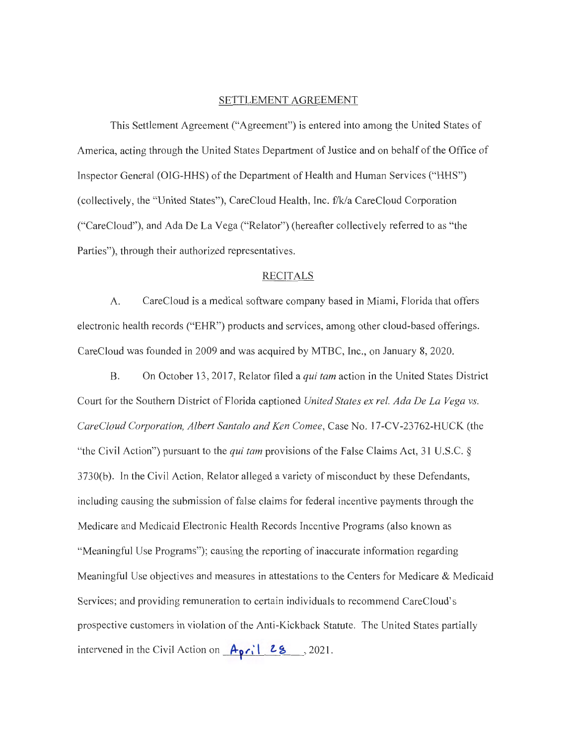## SETTLEMENT AGREEMENT

This Settlement Agreement ("Agreement") is entered into among the United States of America, acting through the United States Department of Justice and on behalf of the Office of Inspector General (OIG-HHS) of the Department of Health and Human Services ("HHS") (collectively, the "United States"), CareCloud Health, Inc. f/k/a CareCloud Corporation ("CareCloud"), and Ada De La Vega ("Relator") (hereafter collectively referred to as "the Parties"), through their authorized representatives.

## RECITALS

A. CareCloud is a medical software company based in Miami, Florida that offers electronic health records ("EHR") products and services, among other cloud-based offerings. CareCloud was founded in 2009 and was acquired by MTBC, Inc., on January 8, 2020.

B. On October 13, 2017, Relator filed a *qui tam* action in the United States District Court for the Southern District of Florida captioned *United States ex rel. Ada De La Vega vs. CareCloud Corporation, Albert Santalo and Ken Comee*, Case No. 17-CV-23762-HUCK (the "the Civil Action") pursuant to the *qui tam* provisions of the False Claims Act, 31 U.S.C. § 3730(b). In the Civil Action, Relator alleged a variety of misconduct by these Defendants, including causing the submission of false claims for federal incentive payments through the Medicare and Medicaid Electronic Health Records Incentive Programs (also known as "Meaningful Use Programs"); causing the reporting of inaccurate information regarding Meaningful Use objectives and measures in attestations to the Centers for Medicare & Medicaid Services; and providing remuneration to certain individuals to recommend CareCloud's prospective customers in violation of the Anti-Kickback Statute. The United States partially intervened in the Civil Action on April 28, 2021.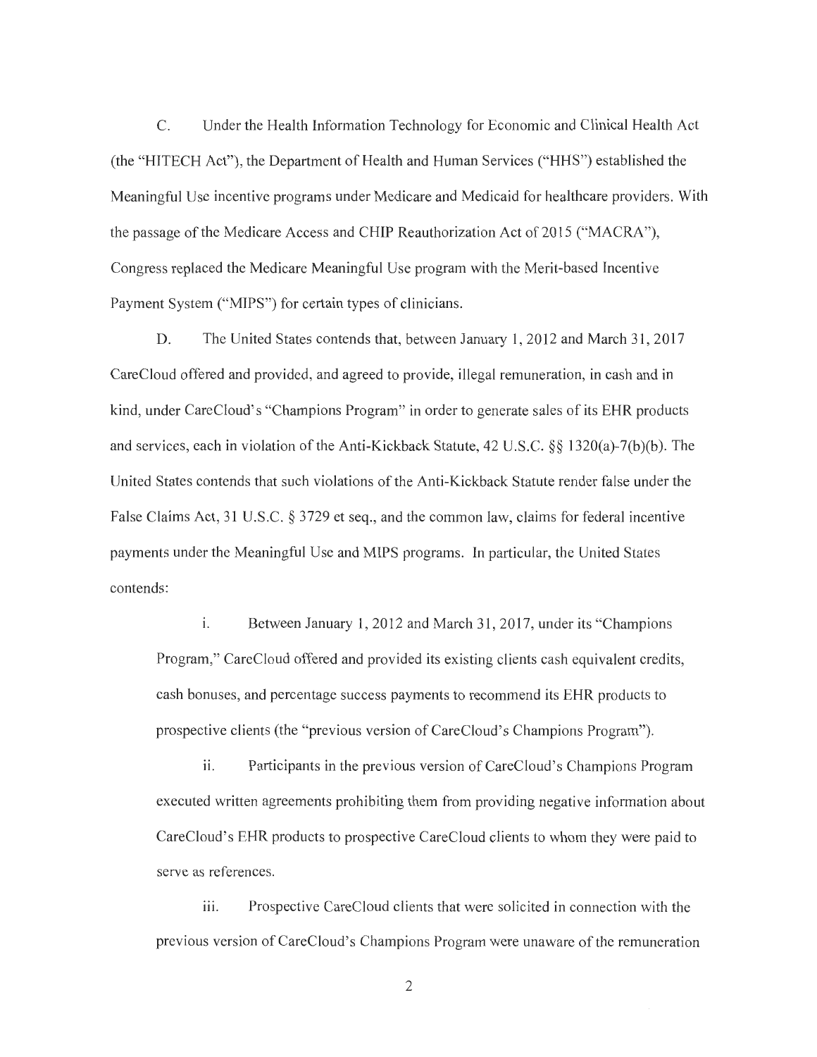C. Under the Health Information Technology for Economic and Clinical Health Act (the "HITECH Act"), the Department of Health and Human Services ("HHS") established the Meaningful Use incentive programs under Medicare and Medicaid for healthcare providers. With the passage of the Medicare Access and CHIP Reauthorization Act of 2015 ("MACRA"), Congress replaced the Medicare Meaningful Use program with the Merit-based Incentive Payment System ("MIPS") for certain types of clinicians.

D. The United States contends that, between January 1, 2012 and March 31, 2017 CareCloud offered and provided, and agreed to provide, illegal remuneration, in cash and in kind, under CareCloud's "Champions Program" in order to generate sales of its EHR products and services, each in violation of the Anti-Kickback Statute, 42 U.S.C. §§ 1320(a)-7(b)(b). The United States contends that such violations of the Anti-Kickback Statute render false under the False Claims Act, 31 U.S.C. § 3729 et seq., and the common law, claims for federal incentive payments under the Meaningful Use and MIPS programs. In particular, the United States contends:

i. Between January 1, 2012 and March 31, 2017, under its "Champions Program," CareCloud offered and provided its existing clients cash equivalent credits, cash bonuses, and percentage success payments to recommend its EHR products to prospective clients (the "previous version of CareCloud's Champions Program").

ii. Participants in the previous version of CareCloud's Champions Program executed written agreements prohibiting them from providing negative information about CareCloud's EHR products to prospective CareCloud clients to whom they were paid to serve as references.

iii. Prospective CareCloud clients that were solicited in connection with the previous version of CareCloud's Champions Program were unaware of the remuneration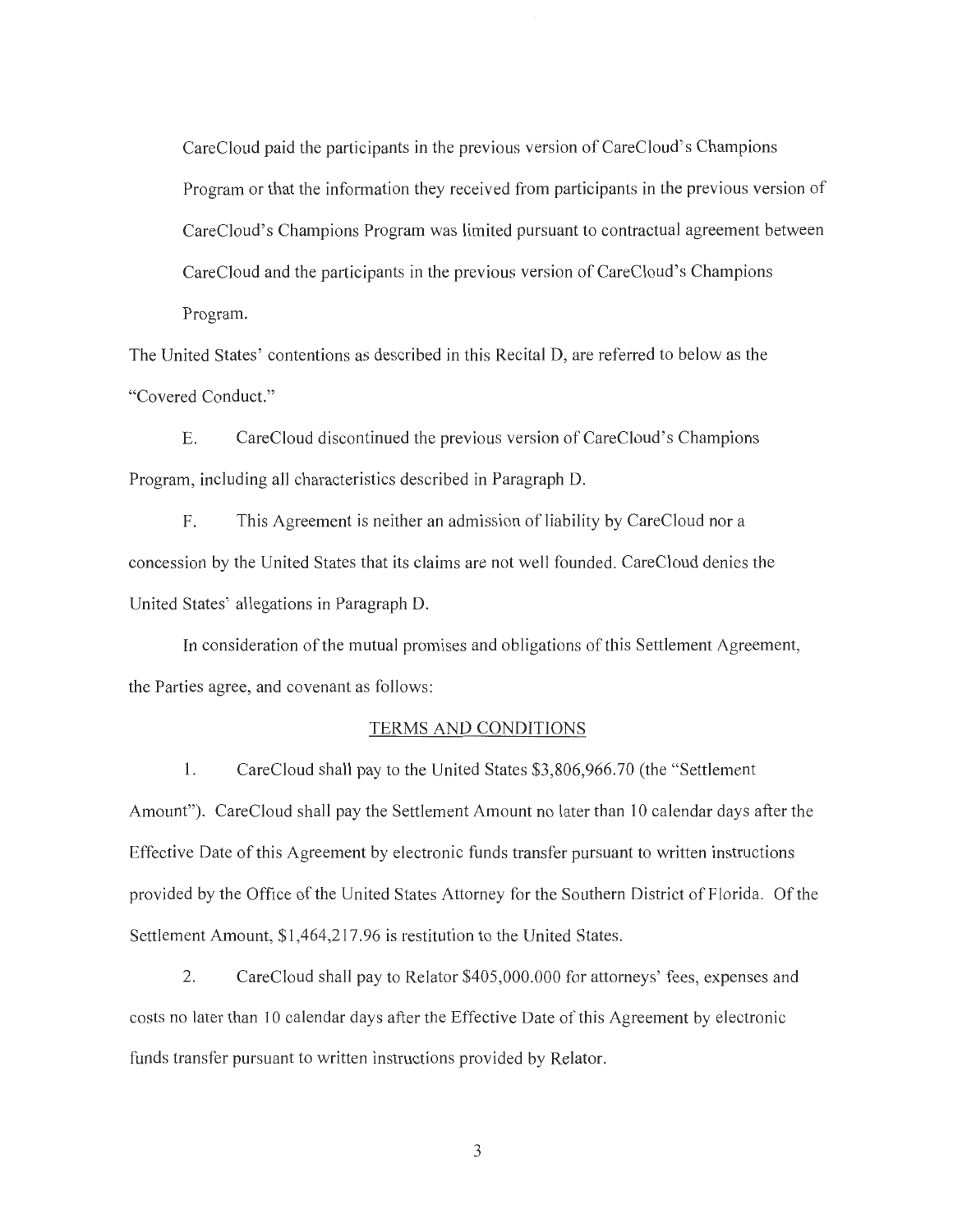CareCloud paid the participants in the previous version of CareCloud's Champions Program or that the information they received from participants in the previous version of CareCloud's Champions Program was limited pursuant to contractual agreement between CareCloud and the participants in the previous version of CareCloud's Champions Program.

The United States' contentions as described in this Recital D, are referred to below as the "Covered Conduct."

E. CareCloud discontinued the previous version of CareCloud's Champions Program, including all characteristics described in Paragraph D.

F. This Agreement is neither an admission of liability by CareCloud nor a concession by the United States that its claims are not well founded. CareCloud denies the United States' allegations in Paragraph D.

In consideration of the mutual promises and obligations of this Settlement Agreement, the Parties agree, and covenant as follows:

## TERMS AND CONDITIONS

1. CareCloud shall pay to the United States $3,806,966.70 (the "Settlement Amount"). CareCloud shall pay the Settlement Amount no later than 10 calendar days after the Effective Date of this Agreement by electronic funds transfer pursuant to written instructions provided by the Office of the United States Attorney for the Southern District of Florida. Of the Settlement Amount, $1,464,217.96 is restitution to the United States.

2. CareCloud shall pay to Relator $405,000.000 for attorneys' fees, expenses and costs no later than 10 calendar days after the Effective Date of this Agreement by electronic funds transfer pursuant to written instructions provided by Relator.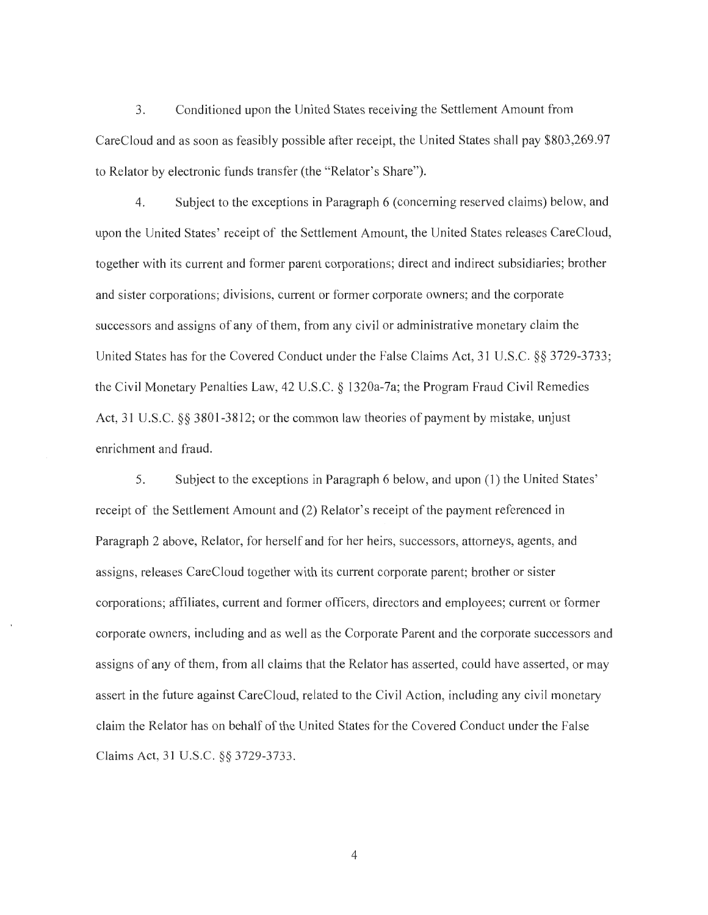3. Conditioned upon the United States receiving the Settlement Amount from CareCloud and as soon as feasibly possible after receipt, the United States shall pay $803,269.97 to Relator by electronic funds transfer (the "Relator's Share").

4. Subject to the exceptions in Paragraph 6 (concerning reserved claims) below, and upon the United States' receipt of the Settlement Amount, the United States releases CareCloud, together with its current and former parent corporations; direct and indirect subsidiaries; brother and sister corporations; divisions, current or former corporate owners; and the corporate successors and assigns of any of them, from any civil or administrative monetary claim the United States has for the Covered Conduct under the False Claims Act, 31 U.S.C. §§ 3729-3733; the Civil Monetary Penalties Law, 42 U.S.C. § 1320a-7a; the Program Fraud Civil Remedies Act, 31 U.S.C. §§ 3801-3812; or the common law theories of payment by mistake, unjust enrichment and fraud.

5. Subject to the exceptions in Paragraph 6 below, and upon (1) the United States' receipt of the Settlement Amount and (2) Relator's receipt of the payment referenced in Paragraph 2 above, Relator, for herself and for her heirs, successors, attorneys, agents, and assigns, releases CareCloud together with its current corporate parent; brother or sister corporations; affiliates, current and former officers, directors and employees; current or former corporate owners, including and as well as the Corporate Parent and the corporate successors and assigns of any of them, from all claims that the Relator has asserted, could have asserted, or may assert in the future against CareCloud, related to the Civil Action, including any civil monetary claim the Relator has on behalf of the United States for the Covered Conduct under the False Claims Act, 31 U.S.C. §§ 3729-3733.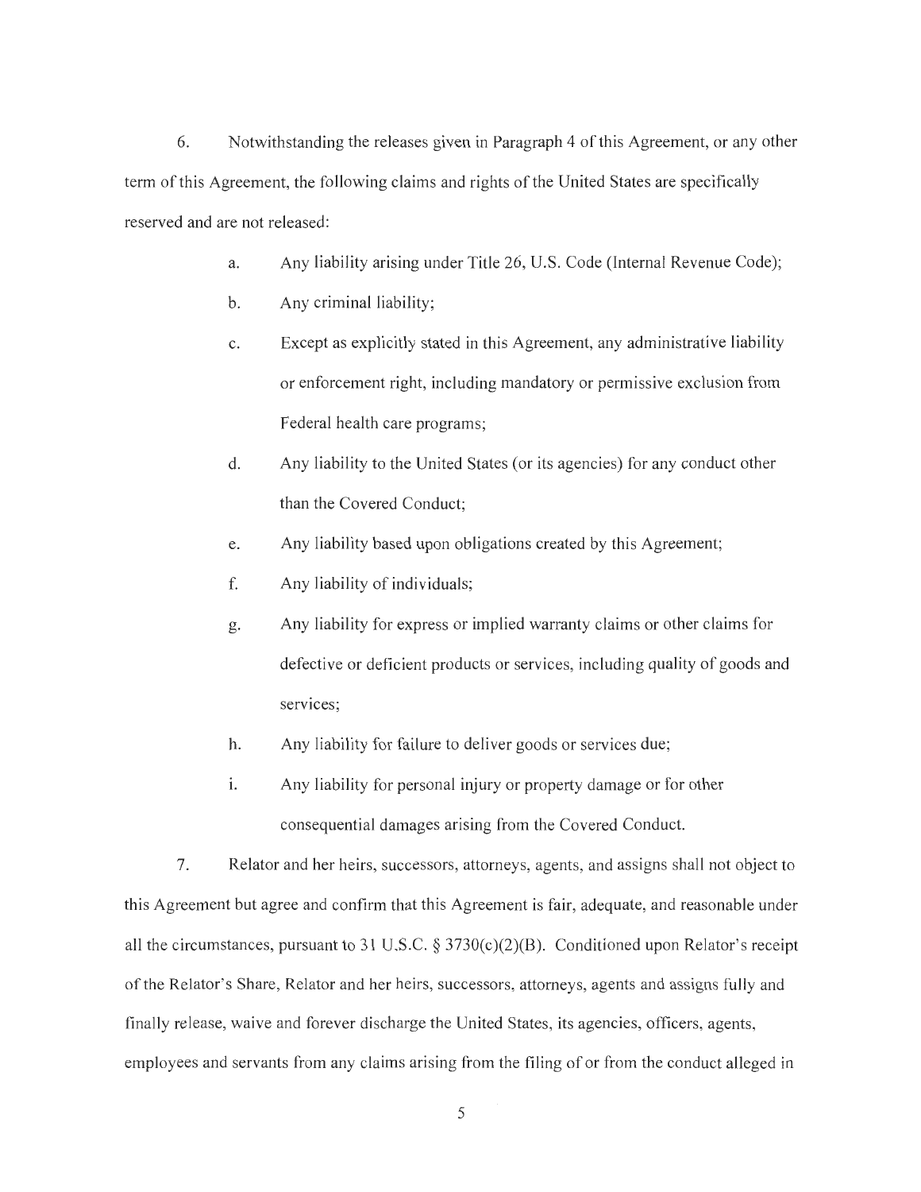6. Notwithstanding the releases given in Paragraph 4 of this Agreement, or any other term of this Agreement, the following claims and rights of the United States are specifically reserved and are not released:

   a. Any liability arising under Title 26, U.S. Code (Internal Revenue Code);

   b. Any criminal liability;

   c. Except as explicitly stated in this Agreement, any administrative liability or enforcement right, including mandatory or permissive exclusion from Federal health care programs;

   d. Any liability to the United States (or its agencies) for any conduct other than the Covered Conduct;

   e. Any liability based upon obligations created by this Agreement;

   f. Any liability of individuals;

   g. Any liability for express or implied warranty claims or other claims for defective or deficient products or services, including quality of goods and services;

   h. Any liability for failure to deliver goods or services due;

   i. Any liability for personal injury or property damage or for other consequential damages arising from the Covered Conduct.

7. Relator and her heirs, successors, attorneys, agents, and assigns shall not object to this Agreement but agree and confirm that this Agreement is fair, adequate, and reasonable under all the circumstances, pursuant to 31 U.S.C. § 3730(c)(2)(B). Conditioned upon Relator's receipt of the Relator's Share, Relator and her heirs, successors, attorneys, agents and assigns fully and finally release, waive and forever discharge the United States, its agencies, officers, agents, employees and servants from any claims arising from the filing of or from the conduct alleged in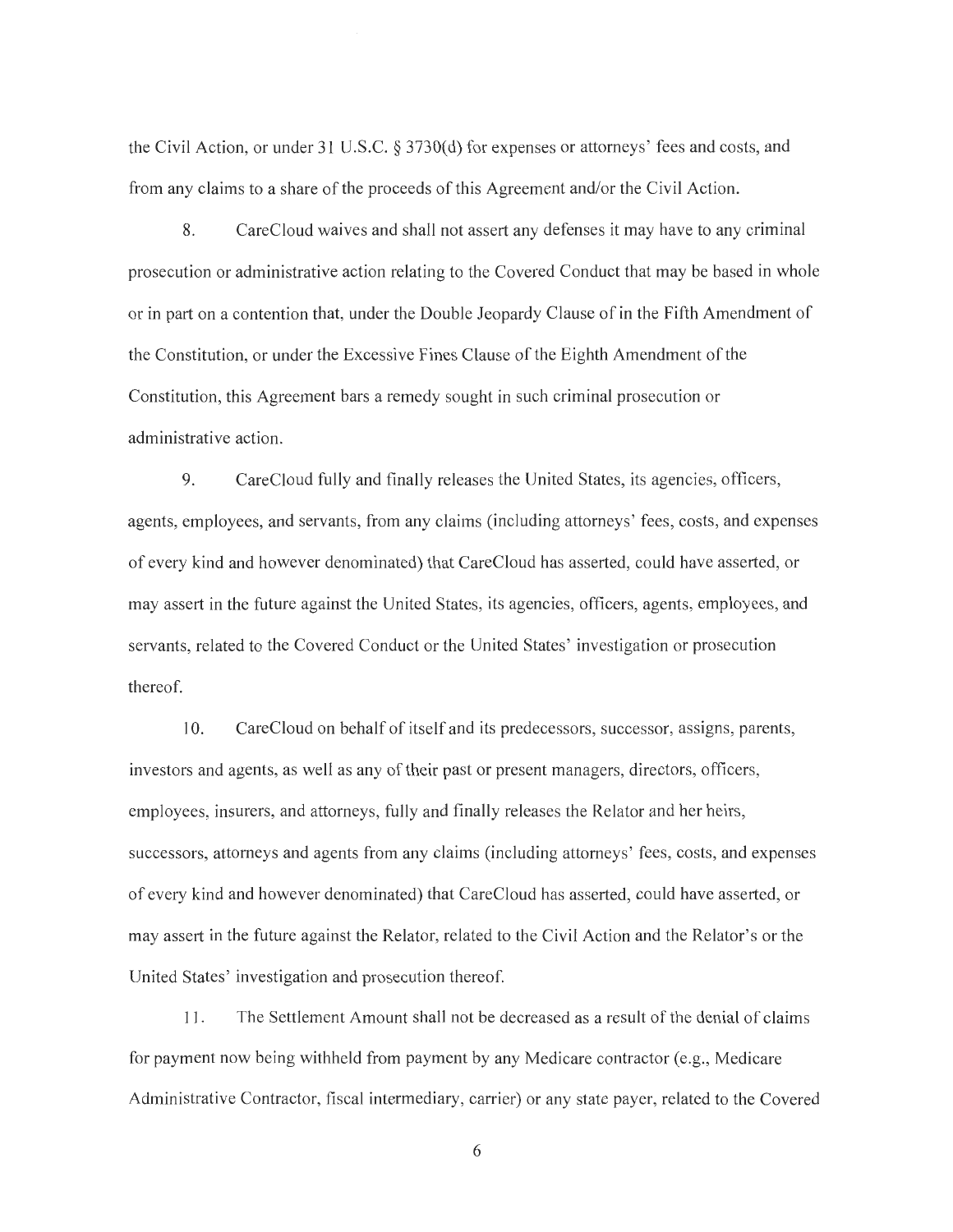the Civil Action, or under 31 U.S.C. § 3730(d) for expenses or attorneys' fees and costs, and from any claims to a share of the proceeds of this Agreement and/or the Civil Action.

8. CareCloud waives and shall not assert any defenses it may have to any criminal prosecution or administrative action relating to the Covered Conduct that may be based in whole or in part on a contention that, under the Double Jeopardy Clause of in the Fifth Amendment of the Constitution, or under the Excessive Fines Clause of the Eighth Amendment of the Constitution, this Agreement bars a remedy sought in such criminal prosecution or administrative action.

9. CareCloud fully and finally releases the United States, its agencies, officers, agents, employees, and servants, from any claims (including attorneys' fees, costs, and expenses of every kind and however denominated) that CareCloud has asserted, could have asserted, or may assert in the future against the United States, its agencies, officers, agents, employees, and servants, related to the Covered Conduct or the United States' investigation or prosecution thereof.

10. CareCloud on behalf of itself and its predecessors, successor, assigns, parents, investors and agents, as well as any of their past or present managers, directors, officers, employees, insurers, and attorneys, fully and finally releases the Relator and her heirs, successors, attorneys and agents from any claims (including attorneys' fees, costs, and expenses of every kind and however denominated) that CareCloud has asserted, could have asserted, or may assert in the future against the Relator, related to the Civil Action and the Relator's or the United States' investigation and prosecution thereof.

11. The Settlement Amount shall not be decreased as a result of the denial of claims for payment now being withheld from payment by any Medicare contractor (e.g., Medicare Administrative Contractor, fiscal intermediary, carrier) or any state payer, related to the Covered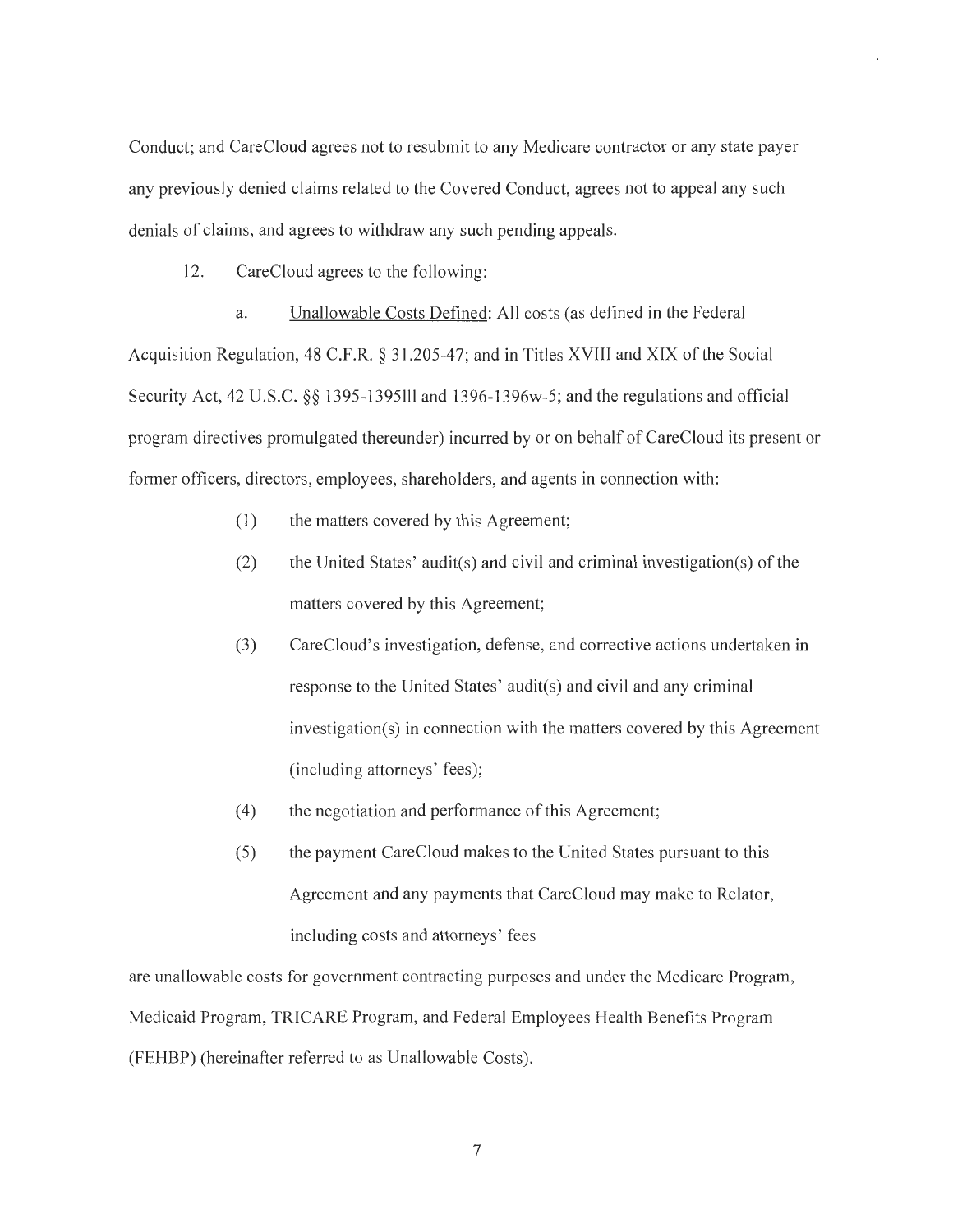Conduct; and CareCloud agrees not to resubmit to any Medicare contractor or any state payer any previously denied claims related to the Covered Conduct, agrees not to appeal any such denials of claims, and agrees to withdraw any such pending appeals.

12. CareCloud agrees to the following:

a. Unallowable Costs Defined: All costs (as defined in the Federal Acquisition Regulation, 48 C.F.R. § 31.205-47; and in Titles XVIII and XIX of the Social Security Act, 42 U.S.C. §§ 1395-1395lll and 1396-1396w-5; and the regulations and official program directives promulgated thereunder) incurred by or on behalf of CareCloud its present or former officers, directors, employees, shareholders, and agents in connection with:

(1) the matters covered by this Agreement;

(2) the United States' audit(s) and civil and criminal investigation(s) of the matters covered by this Agreement;

(3) CareCloud's investigation, defense, and corrective actions undertaken in response to the United States' audit(s) and civil and any criminal investigation(s) in connection with the matters covered by this Agreement (including attorneys' fees);

(4) the negotiation and performance of this Agreement;

(5) the payment CareCloud makes to the United States pursuant to this Agreement and any payments that CareCloud may make to Relator, including costs and attorneys' fees

are unallowable costs for government contracting purposes and under the Medicare Program, Medicaid Program, TRICARE Program, and Federal Employees Health Benefits Program (FEHBP) (hereinafter referred to as Unallowable Costs).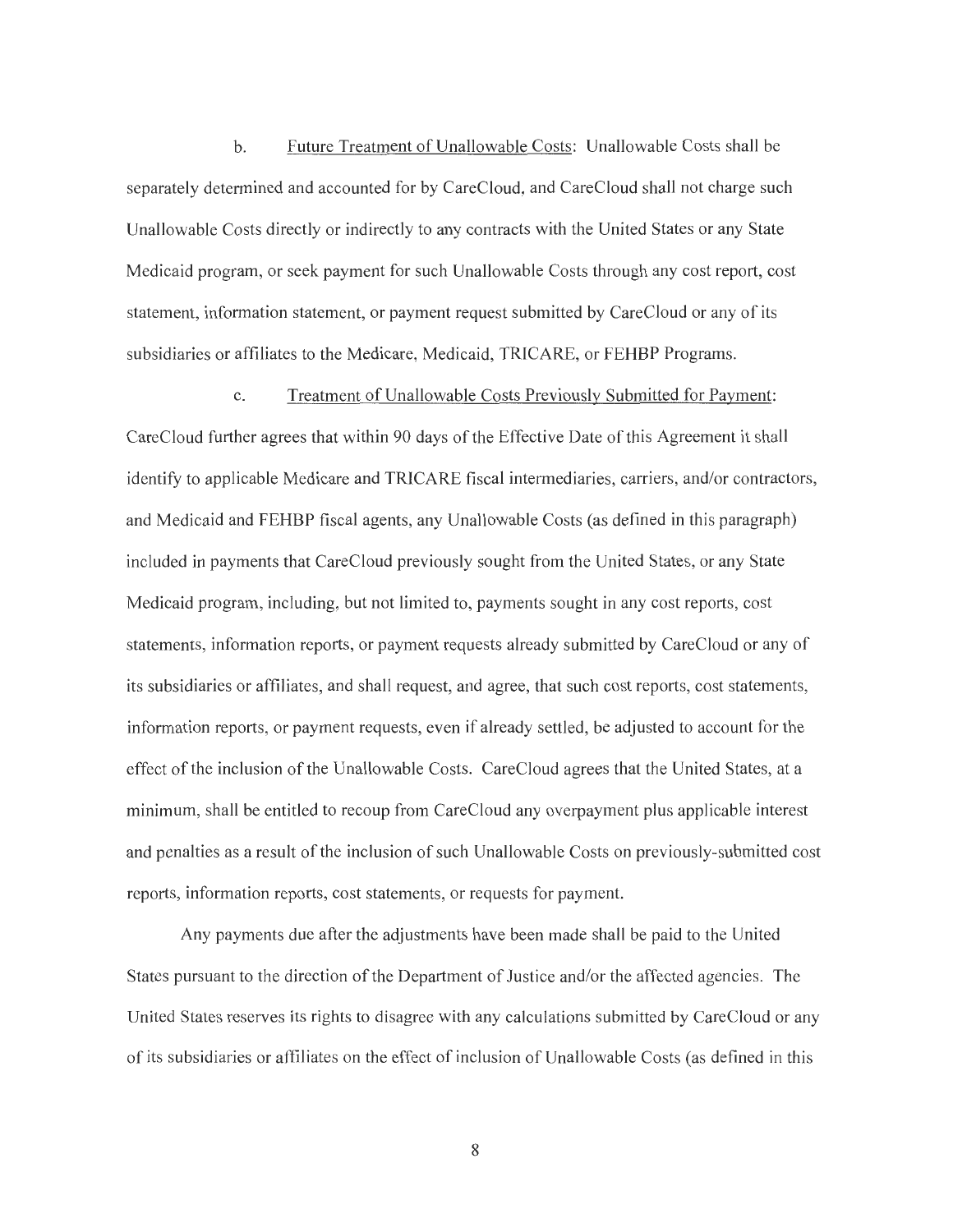b. Future Treatment of Unallowable Costs: Unallowable Costs shall be separately determined and accounted for by CareCloud, and CareCloud shall not charge such Unallowable Costs directly or indirectly to any contracts with the United States or any State Medicaid program, or seek payment for such Unallowable Costs through any cost report, cost statement, information statement, or payment request submitted by CareCloud or any of its subsidiaries or affiliates to the Medicare, Medicaid, TRICARE, or FEHBP Programs.

c. Treatment of Unallowable Costs Previously Submitted for Payment: CareCloud further agrees that within 90 days of the Effective Date of this Agreement it shall identify to applicable Medicare and TRICARE fiscal intermediaries, carriers, and/or contractors, and Medicaid and FEHBP fiscal agents, any Unallowable Costs (as defined in this paragraph) included in payments that CareCloud previously sought from the United States, or any State Medicaid program, including, but not limited to, payments sought in any cost reports, cost statements, information reports, or payment requests already submitted by CareCloud or any of its subsidiaries or affiliates, and shall request, and agree, that such cost reports, cost statements, information reports, or payment requests, even if already settled, be adjusted to account for the effect of the inclusion of the Unallowable Costs. CareCloud agrees that the United States, at a minimum, shall be entitled to recoup from CareCloud any overpayment plus applicable interest and penalties as a result of the inclusion of such Unallowable Costs on previously-submitted cost reports, information reports, cost statements, or requests for payment.

Any payments due after the adjustments have been made shall be paid to the United States pursuant to the direction of the Department of Justice and/or the affected agencies. The United States reserves its rights to disagree with any calculations submitted by CareCloud or any of its subsidiaries or affiliates on the effect of inclusion of Unallowable Costs (as defined in this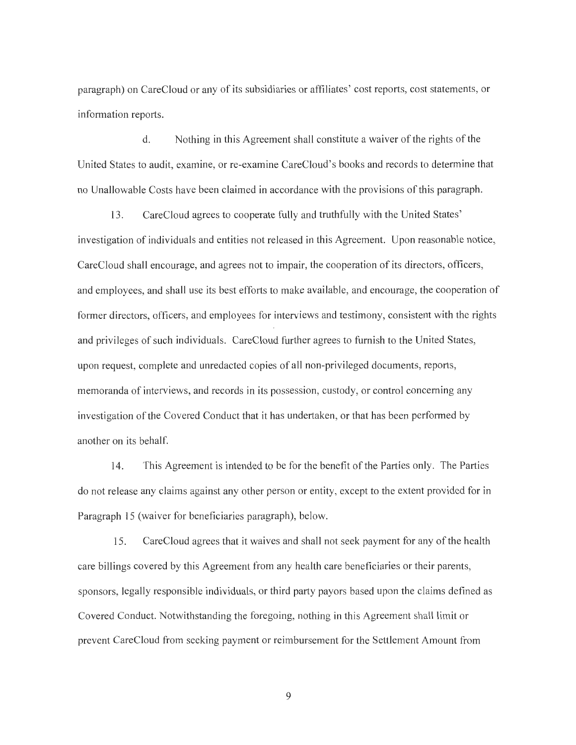paragraph) on CareCloud or any of its subsidiaries or affiliates' cost reports, cost statements, or information reports.

d. Nothing in this Agreement shall constitute a waiver of the rights of the United States to audit, examine, or re-examine CareCloud's books and records to determine that no Unallowable Costs have been claimed in accordance with the provisions of this paragraph.

13. CareCloud agrees to cooperate fully and truthfully with the United States' investigation of individuals and entities not released in this Agreement. Upon reasonable notice, CareCloud shall encourage, and agrees not to impair, the cooperation of its directors, officers, and employees, and shall use its best efforts to make available, and encourage, the cooperation of former directors, officers, and employees for interviews and testimony, consistent with the rights and privileges of such individuals. CareCloud further agrees to furnish to the United States, upon request, complete and unredacted copies of all non-privileged documents, reports, memoranda of interviews, and records in its possession, custody, or control concerning any investigation of the Covered Conduct that it has undertaken, or that has been performed by another on its behalf.

14. This Agreement is intended to be for the benefit of the Parties only. The Parties do not release any claims against any other person or entity, except to the extent provided for in Paragraph 15 (waiver for beneficiaries paragraph), below.

15. CareCloud agrees that it waives and shall not seek payment for any of the health care billings covered by this Agreement from any health care beneficiaries or their parents, sponsors, legally responsible individuals, or third party payors based upon the claims defined as Covered Conduct. Notwithstanding the foregoing, nothing in this Agreement shall limit or prevent CareCloud from seeking payment or reimbursement for the Settlement Amount from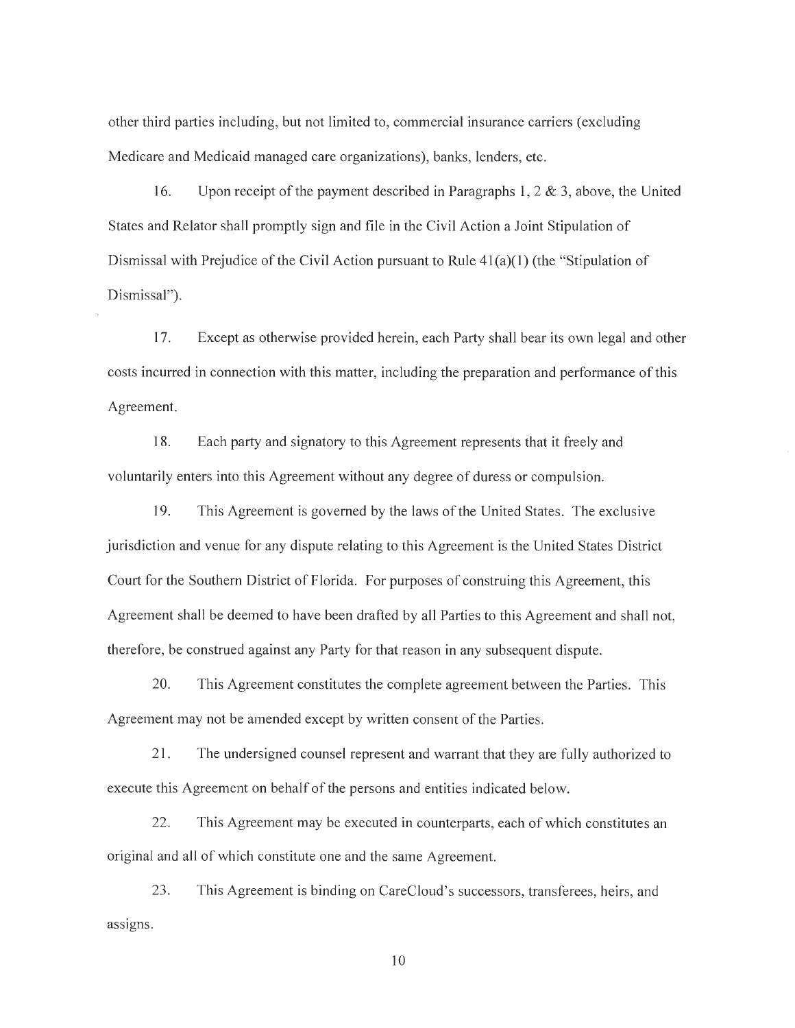other third parties including, but not limited to, commercial insurance carriers (excluding Medicare and Medicaid managed care organizations), banks, lenders, etc.

16. Upon receipt of the payment described in Paragraphs 1, 2 & 3, above, the United States and Relator shall promptly sign and file in the Civil Action a Joint Stipulation of Dismissal with Prejudice of the Civil Action pursuant to Rule 41(a)(1) (the "Stipulation of Dismissal").

17. Except as otherwise provided herein, each Party shall bear its own legal and other costs incurred in connection with this matter, including the preparation and performance of this Agreement.

18. Each party and signatory to this Agreement represents that it freely and voluntarily enters into this Agreement without any degree of duress or compulsion.

19. This Agreement is governed by the laws of the United States. The exclusive jurisdiction and venue for any dispute relating to this Agreement is the United States District Court for the Southern District of Florida. For purposes of construing this Agreement, this Agreement shall be deemed to have been drafted by all Parties to this Agreement and shall not, therefore, be construed against any Party for that reason in any subsequent dispute.

20. This Agreement constitutes the complete agreement between the Parties. This Agreement may not be amended except by written consent of the Parties.

21. The undersigned counsel represent and warrant that they are fully authorized to execute this Agreement on behalf of the persons and entities indicated below.

22. This Agreement may be executed in counterparts, each of which constitutes an original and all of which constitute one and the same Agreement.

23. This Agreement is binding on CareCloud's successors, transferees, heirs, and assigns.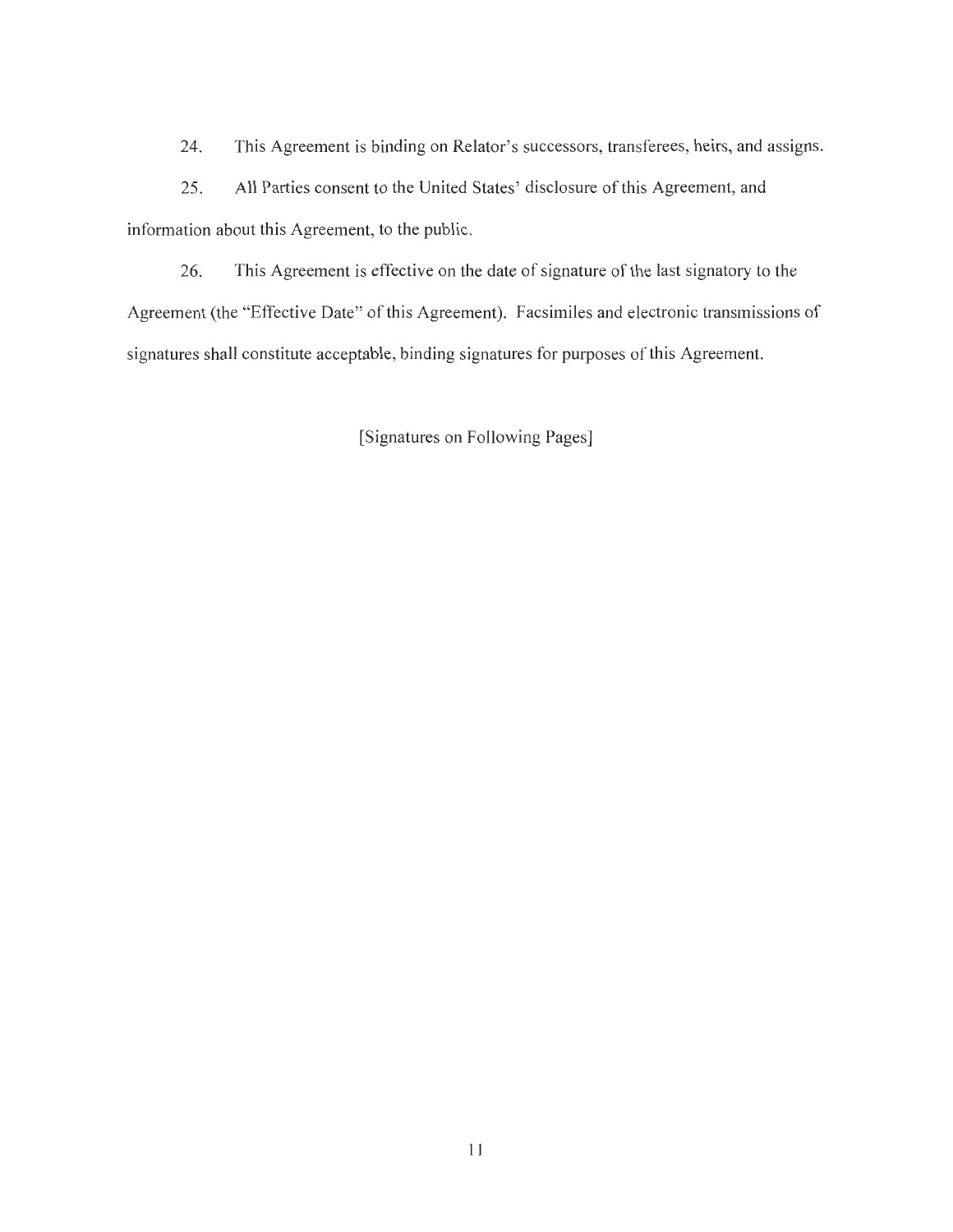24. This Agreement is binding on Relator's successors, transferees, heirs, and assigns.

25. All Parties consent to the United States' disclosure of this Agreement, and information about this Agreement, to the public.

26. This Agreement is effective on the date of signature of the last signatory to the Agreement (the "Effective Date" of this Agreement). Facsimiles and electronic transmissions of signatures shall constitute acceptable, binding signatures for purposes of this Agreement.

[Signatures on Following Pages]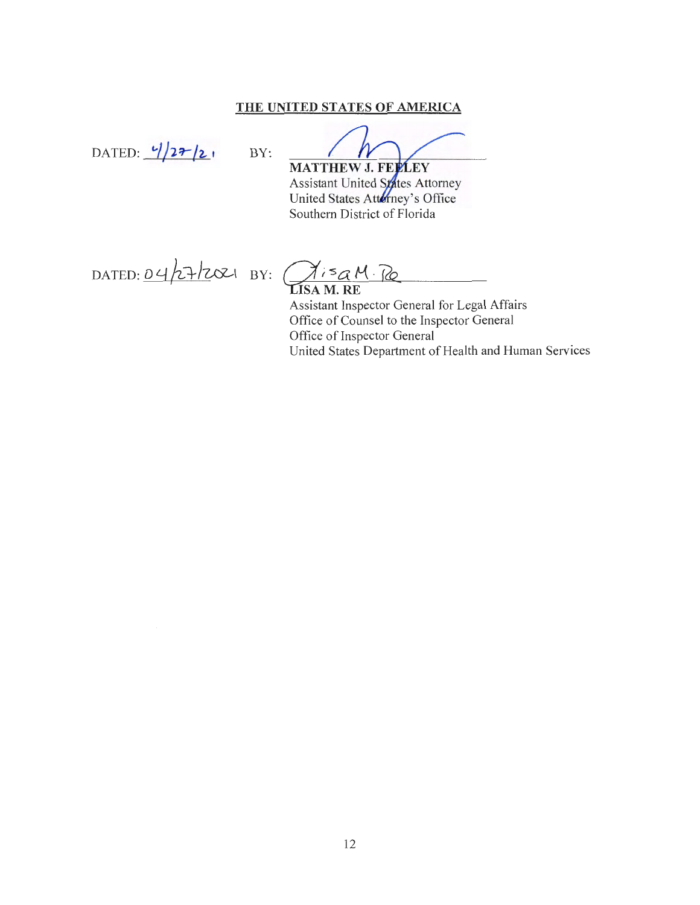**THE UNITED STATES OF AMERICA**

DATED: 4/27/21 BY: ______________________
**MATTHEW J. FEELEY**
Assistant United States Attorney
United States Attorney's Office
Southern District of Florida

DATED: 04/27/2021 BY: ______________________
**LISA M. RE**
Assistant Inspector General for Legal Affairs
Office of Counsel to the Inspector General
Office of Inspector General
United States Department of Health and Human Services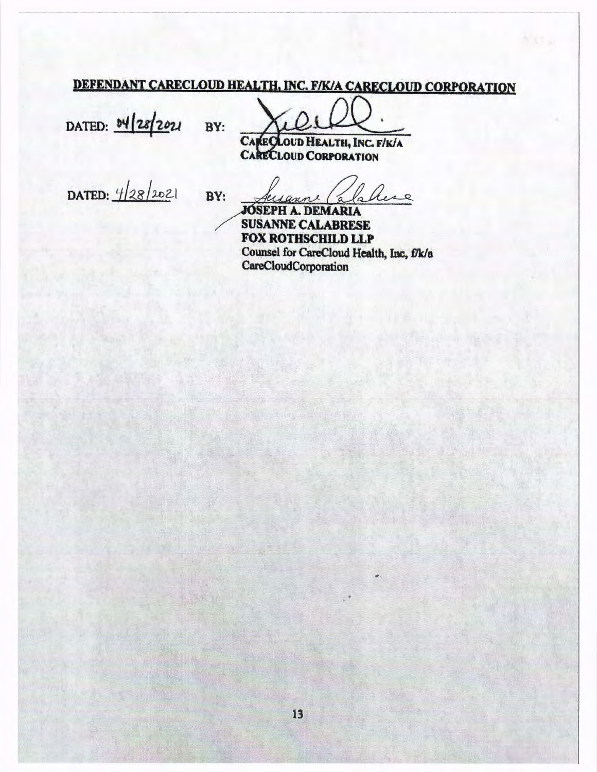**DEFENDANT CARECLOUD HEALTH, INC. F/K/A CARECLOUD CORPORATION**

DATED: 04/28/2021 BY: ______________________

CARECLOUD HEALTH, INC. F/K/A CARECLOUD CORPORATION

DATED: 4/28/2021 BY: ______________________

**JOSEPH A. DEMARIA**
**SUSANNE CALABRESE**
**FOX ROTHSCHILD LLP**
Counsel for CareCloud Health, Inc, f/k/a CareCloudCorporation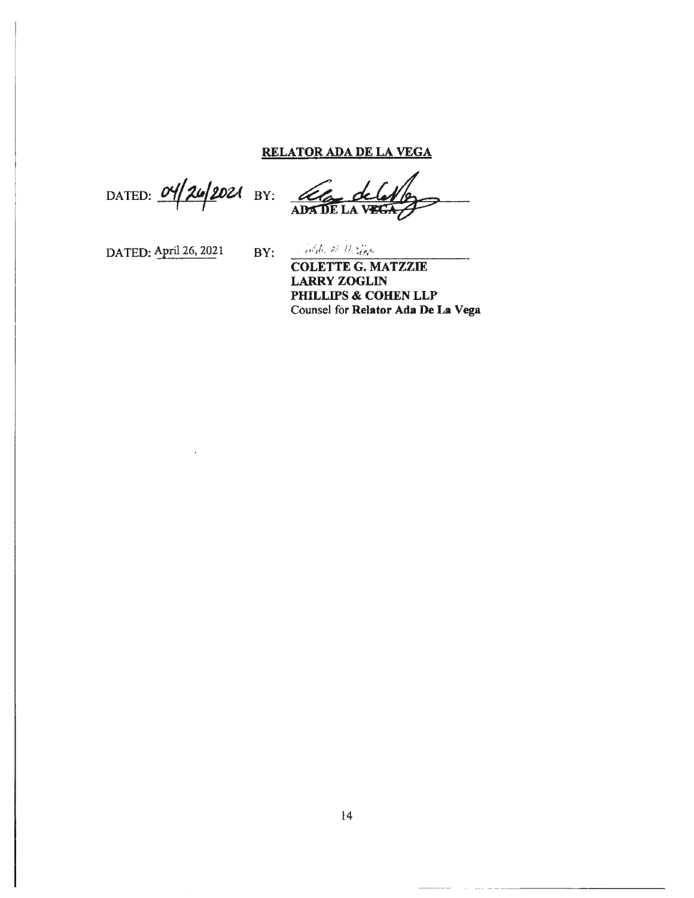**RELATOR ADA DE LA VEGA**

DATED: 04/26/2021 BY: ______________________
**ADA DE LA VEGA**

DATED: April 26, 2021 BY: ______________________
**COLETTE G. MATZZIE**
**LARRY ZOGLIN**
**PHILLIPS & COHEN LLP**
Counsel for **Relator Ada De La Vega**